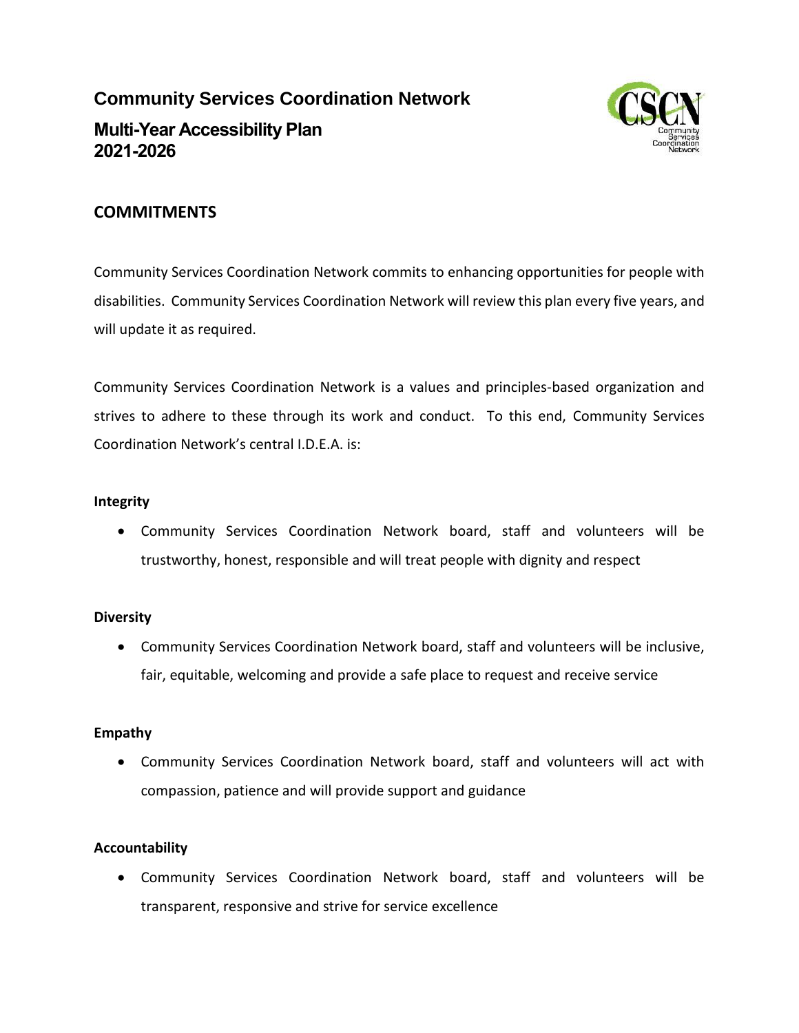# Community Services Coordination Network

## Multi-Year Accessibility Plan 2021-2026

## COMMITMENTS

Community Services Coordination Network commits to enhancing opportunities for people with disabilities. Community Services Coordination Network will review this plan every five years, and will update it as required.

Community Services Coordination Network is a values and principles-based organization and strives to adhere to these through its work and conduct. To this end, Community Services Coordination Network's central I.D.E.A. is:

**Integrity**

- Community Services Coordination Network board, staff and volunteers will be trustworthy, honest, responsible and will treat people with dignity and respect

**Diversity**

- Community Services Coordination Network board, staff and volunteers will be inclusive, fair, equitable, welcoming and provide a safe place to request and receive service

**Empathy**

- Community Services Coordination Network board, staff and volunteers will act with compassion, patience and will provide support and guidance

**Accountability**

- Community Services Coordination Network board, staff and volunteers will be transparent, responsive and strive for service excellence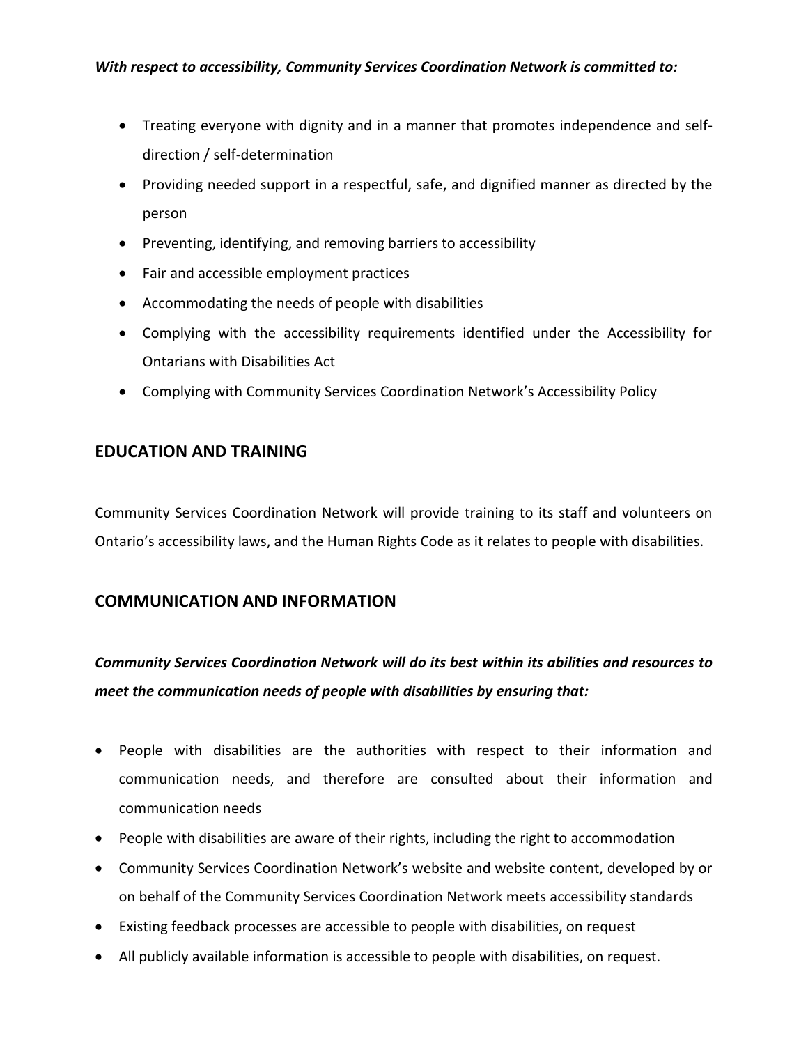***With respect to accessibility, Community Services Coordination Network is committed to:***

- Treating everyone with dignity and in a manner that promotes independence and self-direction / self-determination
- Providing needed support in a respectful, safe, and dignified manner as directed by the person
- Preventing, identifying, and removing barriers to accessibility
- Fair and accessible employment practices
- Accommodating the needs of people with disabilities
- Complying with the accessibility requirements identified under the Accessibility for Ontarians with Disabilities Act
- Complying with Community Services Coordination Network's Accessibility Policy

## EDUCATION AND TRAINING

Community Services Coordination Network will provide training to its staff and volunteers on Ontario's accessibility laws, and the Human Rights Code as it relates to people with disabilities.

## COMMUNICATION AND INFORMATION

***Community Services Coordination Network will do its best within its abilities and resources to meet the communication needs of people with disabilities by ensuring that:***

- People with disabilities are the authorities with respect to their information and communication needs, and therefore are consulted about their information and communication needs
- People with disabilities are aware of their rights, including the right to accommodation
- Community Services Coordination Network's website and website content, developed by or on behalf of the Community Services Coordination Network meets accessibility standards
- Existing feedback processes are accessible to people with disabilities, on request
- All publicly available information is accessible to people with disabilities, on request.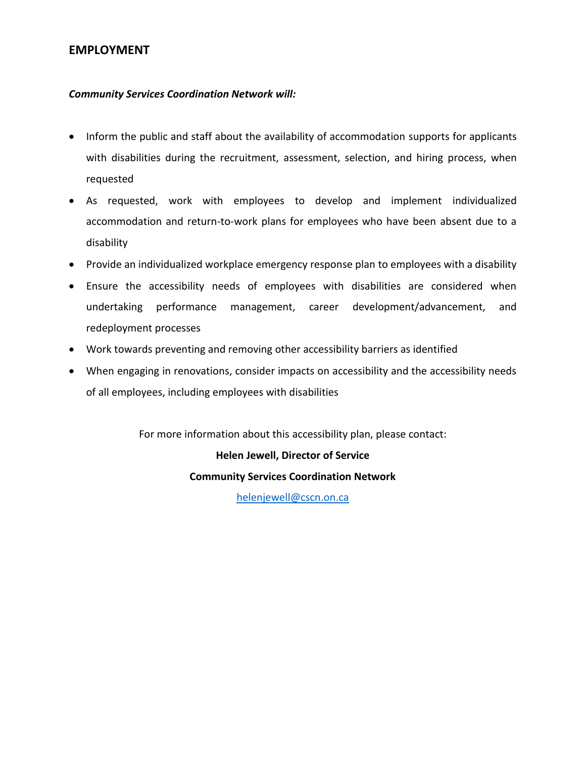## EMPLOYMENT

***Community Services Coordination Network will:***

- Inform the public and staff about the availability of accommodation supports for applicants with disabilities during the recruitment, assessment, selection, and hiring process, when requested
- As requested, work with employees to develop and implement individualized accommodation and return-to-work plans for employees who have been absent due to a disability
- Provide an individualized workplace emergency response plan to employees with a disability
- Ensure the accessibility needs of employees with disabilities are considered when undertaking performance management, career development/advancement, and redeployment processes
- Work towards preventing and removing other accessibility barriers as identified
- When engaging in renovations, consider impacts on accessibility and the accessibility needs of all employees, including employees with disabilities

For more information about this accessibility plan, please contact:

**Helen Jewell, Director of Service**

**Community Services Coordination Network**

helenjewell@cscn.on.ca